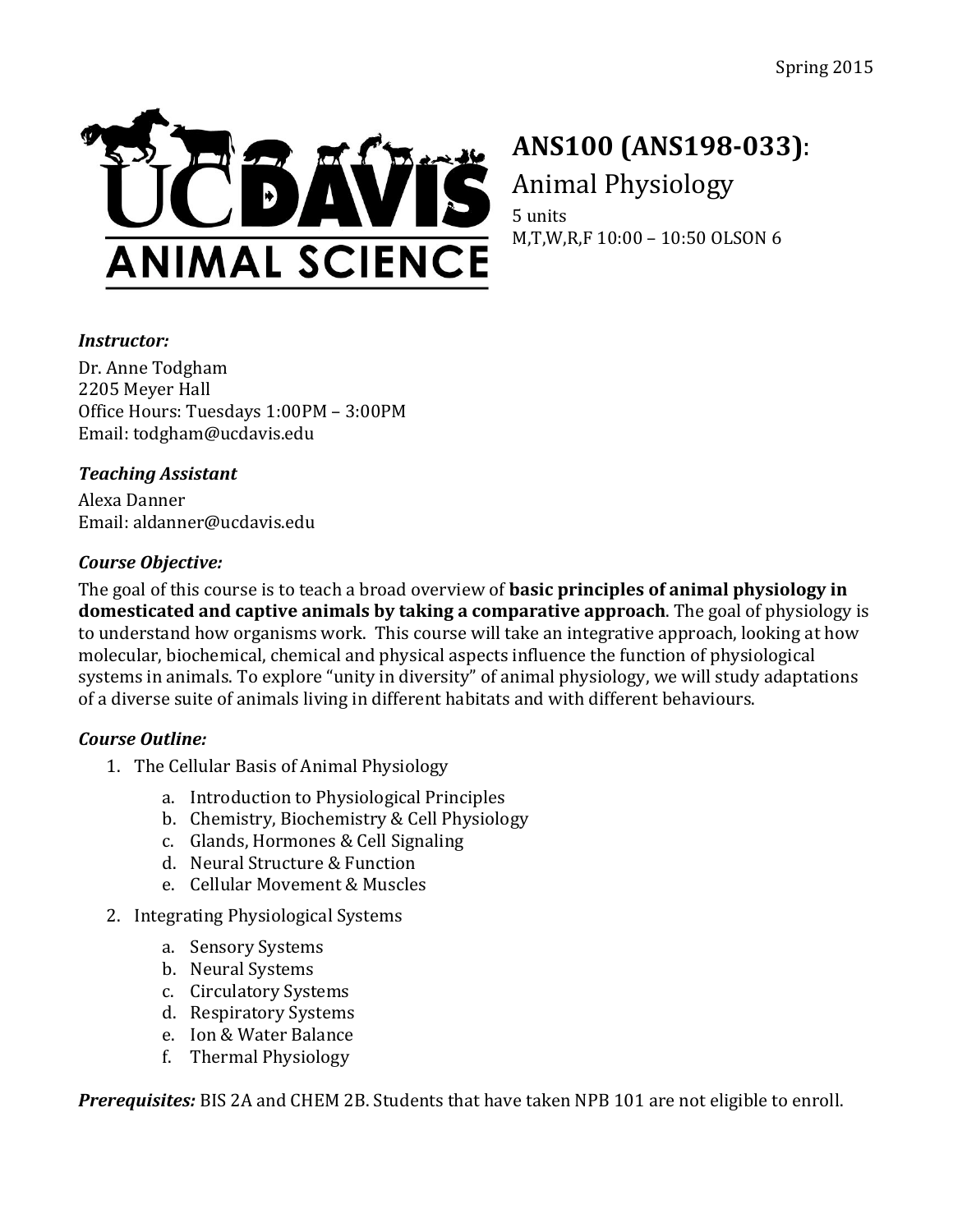Spring 2015

# ANS100 (ANS198-033):

## Animal Physiology

5 units
M,T,W,R,F 10:00 – 10:50 OLSON 6

***Instructor:***

Dr. Anne Todgham
2205 Meyer Hall
Office Hours: Tuesdays 1:00PM – 3:00PM
Email: todgham@ucdavis.edu

***Teaching Assistant***

Alexa Danner
Email: aldanner@ucdavis.edu

***Course Objective:***

The goal of this course is to teach a broad overview of **basic principles of animal physiology in domesticated and captive animals by taking a comparative approach**. The goal of physiology is to understand how organisms work. This course will take an integrative approach, looking at how molecular, biochemical, chemical and physical aspects influence the function of physiological systems in animals. To explore "unity in diversity" of animal physiology, we will study adaptations of a diverse suite of animals living in different habitats and with different behaviours.

***Course Outline:***

1. The Cellular Basis of Animal Physiology
    a. Introduction to Physiological Principles
    b. Chemistry, Biochemistry & Cell Physiology
    c. Glands, Hormones & Cell Signaling
    d. Neural Structure & Function
    e. Cellular Movement & Muscles
2. Integrating Physiological Systems
    a. Sensory Systems
    b. Neural Systems
    c. Circulatory Systems
    d. Respiratory Systems
    e. Ion & Water Balance
    f. Thermal Physiology

***Prerequisites:*** BIS 2A and CHEM 2B. Students that have taken NPB 101 are not eligible to enroll.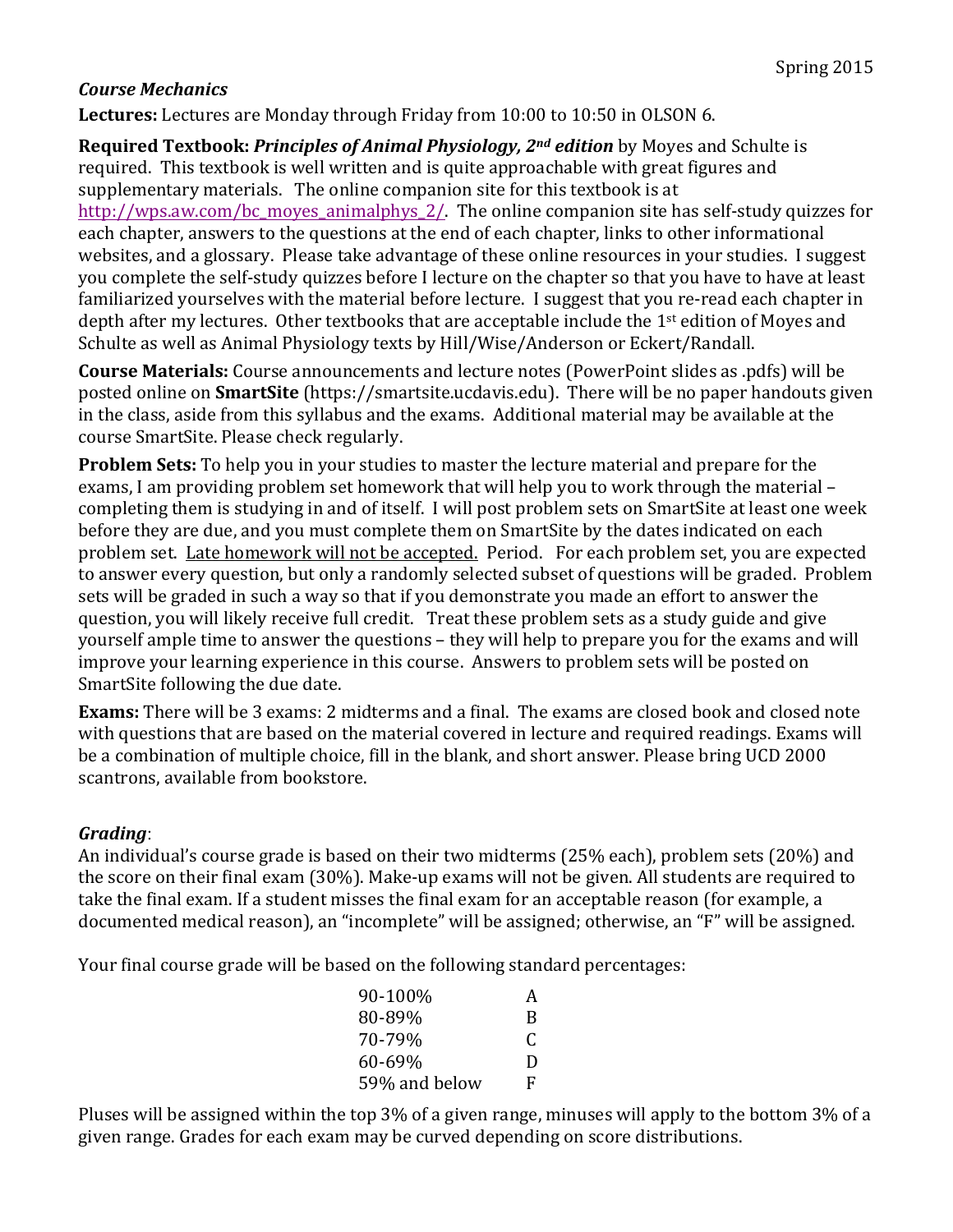### *Course Mechanics*

**Lectures:** Lectures are Monday through Friday from 10:00 to 10:50 in OLSON 6.

**Required Textbook:** ***Principles of Animal Physiology, 2nd edition*** by Moyes and Schulte is required. This textbook is well written and is quite approachable with great figures and supplementary materials. The online companion site for this textbook is at http://wps.aw.com/bc_moyes_animalphys_2/. The online companion site has self-study quizzes for each chapter, answers to the questions at the end of each chapter, links to other informational websites, and a glossary. Please take advantage of these online resources in your studies. I suggest you complete the self-study quizzes before I lecture on the chapter so that you have to have at least familiarized yourselves with the material before lecture. I suggest that you re-read each chapter in depth after my lectures. Other textbooks that are acceptable include the 1st edition of Moyes and Schulte as well as Animal Physiology texts by Hill/Wise/Anderson or Eckert/Randall.

**Course Materials:** Course announcements and lecture notes (PowerPoint slides as .pdfs) will be posted online on **SmartSite** (https://smartsite.ucdavis.edu). There will be no paper handouts given in the class, aside from this syllabus and the exams. Additional material may be available at the course SmartSite. Please check regularly.

**Problem Sets:** To help you in your studies to master the lecture material and prepare for the exams, I am providing problem set homework that will help you to work through the material – completing them is studying in and of itself. I will post problem sets on SmartSite at least one week before they are due, and you must complete them on SmartSite by the dates indicated on each problem set. <u>Late homework will not be accepted.</u> Period. For each problem set, you are expected to answer every question, but only a randomly selected subset of questions will be graded. Problem sets will be graded in such a way so that if you demonstrate you made an effort to answer the question, you will likely receive full credit. Treat these problem sets as a study guide and give yourself ample time to answer the questions – they will help to prepare you for the exams and will improve your learning experience in this course. Answers to problem sets will be posted on SmartSite following the due date.

**Exams:** There will be 3 exams: 2 midterms and a final. The exams are closed book and closed note with questions that are based on the material covered in lecture and required readings. Exams will be a combination of multiple choice, fill in the blank, and short answer. Please bring UCD 2000 scantrons, available from bookstore.

### *Grading*:

An individual's course grade is based on their two midterms (25% each), problem sets (20%) and the score on their final exam (30%). Make-up exams will not be given. All students are required to take the final exam. If a student misses the final exam for an acceptable reason (for example, a documented medical reason), an "incomplete" will be assigned; otherwise, an "F" will be assigned.

Your final course grade will be based on the following standard percentages:

| Percentage | Grade |
|---|---|
| 90-100% | A |
| 80-89% | B |
| 70-79% | C |
| 60-69% | D |
| 59% and below | F |

Pluses will be assigned within the top 3% of a given range, minuses will apply to the bottom 3% of a given range. Grades for each exam may be curved depending on score distributions.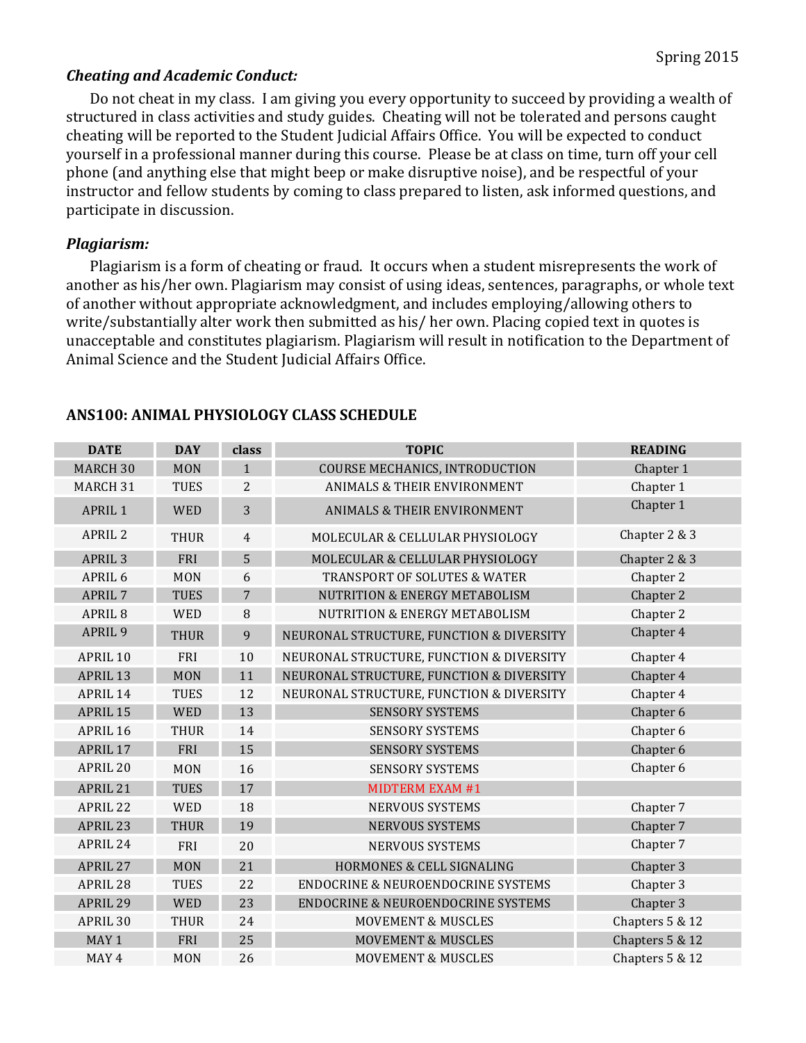### *Cheating and Academic Conduct:*

Do not cheat in my class. I am giving you every opportunity to succeed by providing a wealth of structured in class activities and study guides. Cheating will not be tolerated and persons caught cheating will be reported to the Student Judicial Affairs Office. You will be expected to conduct yourself in a professional manner during this course. Please be at class on time, turn off your cell phone (and anything else that might beep or make disruptive noise), and be respectful of your instructor and fellow students by coming to class prepared to listen, ask informed questions, and participate in discussion.

### *Plagiarism:*

Plagiarism is a form of cheating or fraud. It occurs when a student misrepresents the work of another as his/her own. Plagiarism may consist of using ideas, sentences, paragraphs, or whole text of another without appropriate acknowledgment, and includes employing/allowing others to write/substantially alter work then submitted as his/ her own. Placing copied text in quotes is unacceptable and constitutes plagiarism. Plagiarism will result in notification to the Department of Animal Science and the Student Judicial Affairs Office.

## ANS100: ANIMAL PHYSIOLOGY CLASS SCHEDULE

| DATE | DAY | class | TOPIC | READING |
|---|---|---|---|---|
| MARCH 30 | MON | 1 | COURSE MECHANICS, INTRODUCTION | Chapter 1 |
| MARCH 31 | TUES | 2 | ANIMALS & THEIR ENVIRONMENT | Chapter 1 |
| APRIL 1 | WED | 3 | ANIMALS & THEIR ENVIRONMENT | Chapter 1 |
| APRIL 2 | THUR | 4 | MOLECULAR & CELLULAR PHYSIOLOGY | Chapter 2 & 3 |
| APRIL 3 | FRI | 5 | MOLECULAR & CELLULAR PHYSIOLOGY | Chapter 2 & 3 |
| APRIL 6 | MON | 6 | TRANSPORT OF SOLUTES & WATER | Chapter 2 |
| APRIL 7 | TUES | 7 | NUTRITION & ENERGY METABOLISM | Chapter 2 |
| APRIL 8 | WED | 8 | NUTRITION & ENERGY METABOLISM | Chapter 2 |
| APRIL 9 | THUR | 9 | NEURONAL STRUCTURE, FUNCTION & DIVERSITY | Chapter 4 |
| APRIL 10 | FRI | 10 | NEURONAL STRUCTURE, FUNCTION & DIVERSITY | Chapter 4 |
| APRIL 13 | MON | 11 | NEURONAL STRUCTURE, FUNCTION & DIVERSITY | Chapter 4 |
| APRIL 14 | TUES | 12 | NEURONAL STRUCTURE, FUNCTION & DIVERSITY | Chapter 4 |
| APRIL 15 | WED | 13 | SENSORY SYSTEMS | Chapter 6 |
| APRIL 16 | THUR | 14 | SENSORY SYSTEMS | Chapter 6 |
| APRIL 17 | FRI | 15 | SENSORY SYSTEMS | Chapter 6 |
| APRIL 20 | MON | 16 | SENSORY SYSTEMS | Chapter 6 |
| APRIL 21 | TUES | 17 | MIDTERM EXAM #1 | |
| APRIL 22 | WED | 18 | NERVOUS SYSTEMS | Chapter 7 |
| APRIL 23 | THUR | 19 | NERVOUS SYSTEMS | Chapter 7 |
| APRIL 24 | FRI | 20 | NERVOUS SYSTEMS | Chapter 7 |
| APRIL 27 | MON | 21 | HORMONES & CELL SIGNALING | Chapter 3 |
| APRIL 28 | TUES | 22 | ENDOCRINE & NEUROENDOCRINE SYSTEMS | Chapter 3 |
| APRIL 29 | WED | 23 | ENDOCRINE & NEUROENDOCRINE SYSTEMS | Chapter 3 |
| APRIL 30 | THUR | 24 | MOVEMENT & MUSCLES | Chapters 5 & 12 |
| MAY 1 | FRI | 25 | MOVEMENT & MUSCLES | Chapters 5 & 12 |
| MAY 4 | MON | 26 | MOVEMENT & MUSCLES | Chapters 5 & 12 |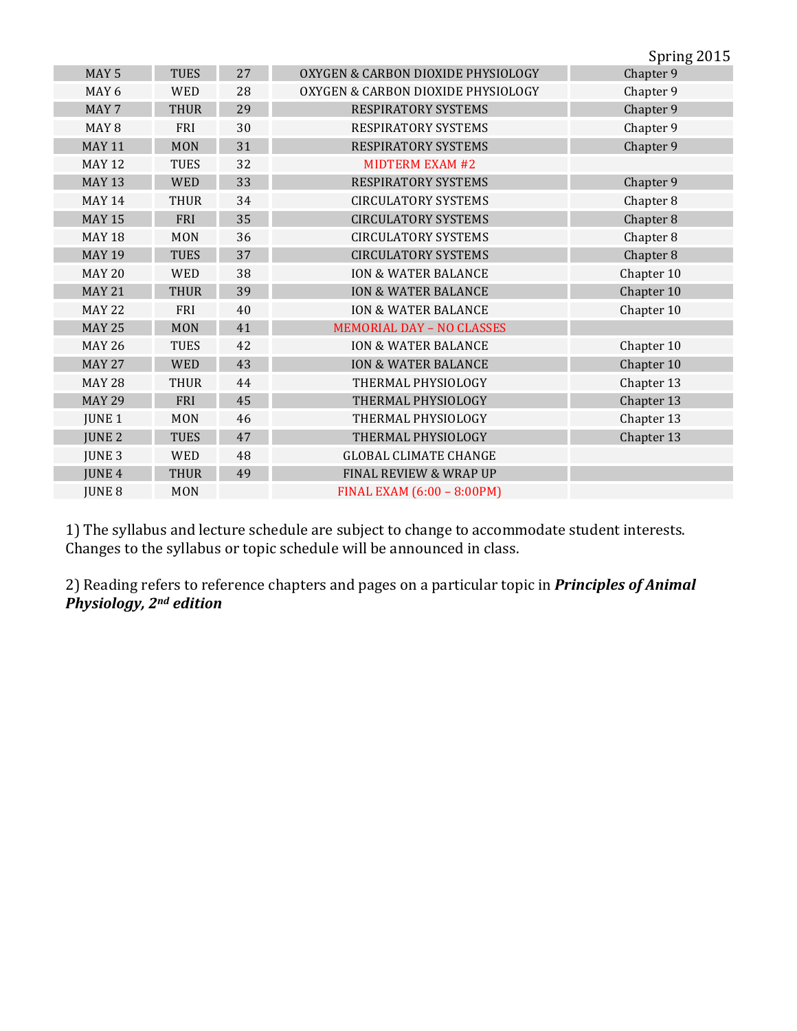Spring 2015

| | | | | |
|---|---|---|---|---|
| MAY 5 | TUES | 27 | OXYGEN & CARBON DIOXIDE PHYSIOLOGY | Chapter 9 |
| MAY 6 | WED | 28 | OXYGEN & CARBON DIOXIDE PHYSIOLOGY | Chapter 9 |
| MAY 7 | THUR | 29 | RESPIRATORY SYSTEMS | Chapter 9 |
| MAY 8 | FRI | 30 | RESPIRATORY SYSTEMS | Chapter 9 |
| MAY 11 | MON | 31 | RESPIRATORY SYSTEMS | Chapter 9 |
| MAY 12 | TUES | 32 | MIDTERM EXAM #2 | |
| MAY 13 | WED | 33 | RESPIRATORY SYSTEMS | Chapter 9 |
| MAY 14 | THUR | 34 | CIRCULATORY SYSTEMS | Chapter 8 |
| MAY 15 | FRI | 35 | CIRCULATORY SYSTEMS | Chapter 8 |
| MAY 18 | MON | 36 | CIRCULATORY SYSTEMS | Chapter 8 |
| MAY 19 | TUES | 37 | CIRCULATORY SYSTEMS | Chapter 8 |
| MAY 20 | WED | 38 | ION & WATER BALANCE | Chapter 10 |
| MAY 21 | THUR | 39 | ION & WATER BALANCE | Chapter 10 |
| MAY 22 | FRI | 40 | ION & WATER BALANCE | Chapter 10 |
| MAY 25 | MON | 41 | MEMORIAL DAY – NO CLASSES | |
| MAY 26 | TUES | 42 | ION & WATER BALANCE | Chapter 10 |
| MAY 27 | WED | 43 | ION & WATER BALANCE | Chapter 10 |
| MAY 28 | THUR | 44 | THERMAL PHYSIOLOGY | Chapter 13 |
| MAY 29 | FRI | 45 | THERMAL PHYSIOLOGY | Chapter 13 |
| JUNE 1 | MON | 46 | THERMAL PHYSIOLOGY | Chapter 13 |
| JUNE 2 | TUES | 47 | THERMAL PHYSIOLOGY | Chapter 13 |
| JUNE 3 | WED | 48 | GLOBAL CLIMATE CHANGE | |
| JUNE 4 | THUR | 49 | FINAL REVIEW & WRAP UP | |
| JUNE 8 | MON | | FINAL EXAM (6:00 – 8:00PM) | |

1) The syllabus and lecture schedule are subject to change to accommodate student interests. Changes to the syllabus or topic schedule will be announced in class.

2) Reading refers to reference chapters and pages on a particular topic in ***Principles of Animal Physiology, 2nd edition***